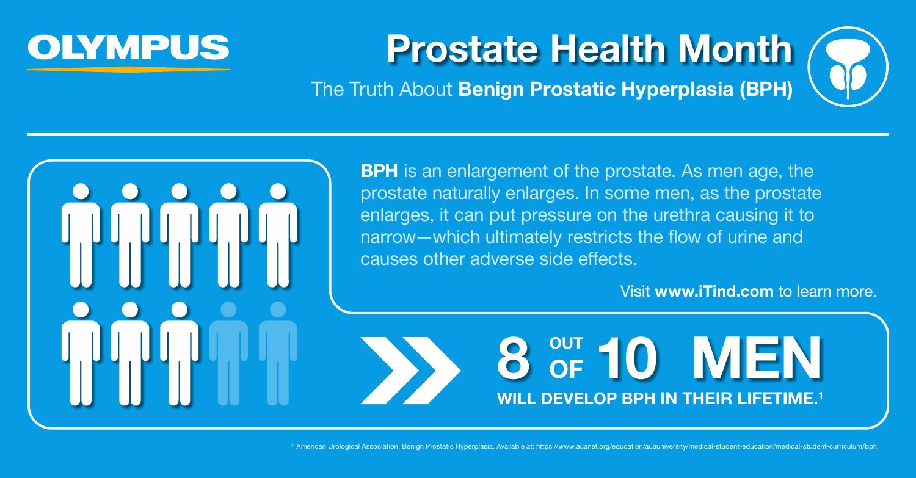OLYMPUS

# Prostate Health Month

## The Truth About **Benign Prostatic Hyperplasia (BPH)**

**BPH** is an enlargement of the prostate. As men age, the prostate naturally enlarges. In some men, as the prostate enlarges, it can put pressure on the urethra causing it to narrow—which ultimately restricts the flow of urine and causes other adverse side effects.

Visit **www.iTind.com** to learn more.

**8 OUT OF 10 MEN**

**WILL DEVELOP BPH IN THEIR LIFETIME.[1]**

[1] American Urological Association, Benign Prostatic Hyperplasia. Available at: https://www.auanet.org/education/auauniversity/medical-student-education/medical-student-curriculum/bph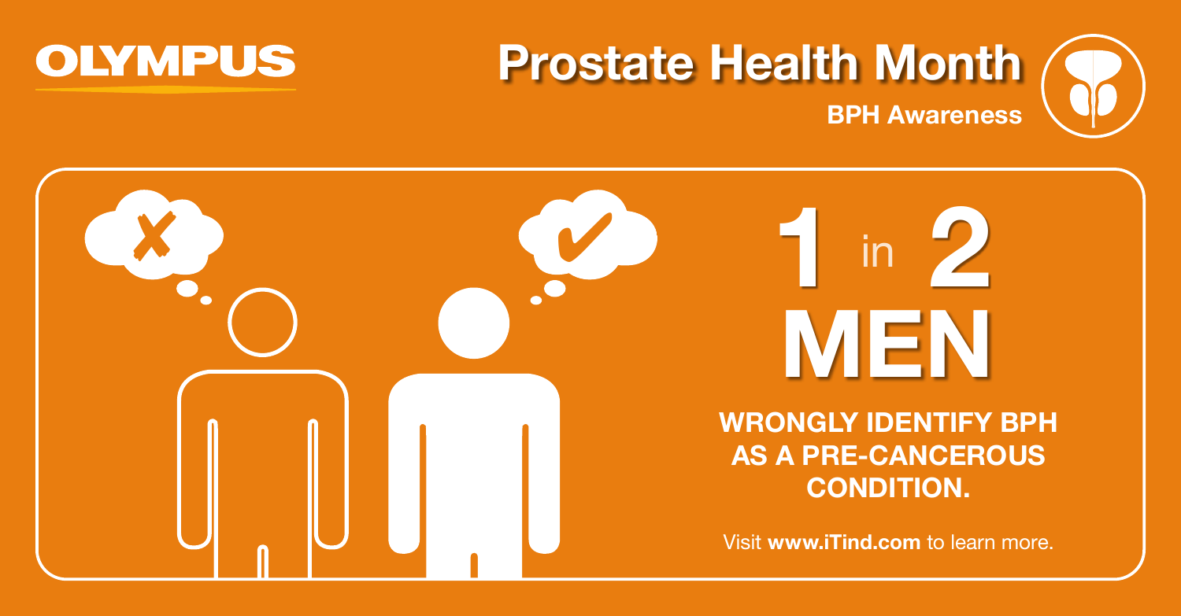OLYMPUS

# Prostate Health Month

**BPH Awareness**

# 1 in 2 MEN

**WRONGLY IDENTIFY BPH AS A PRE-CANCEROUS CONDITION.**

Visit **www.iTind.com** to learn more.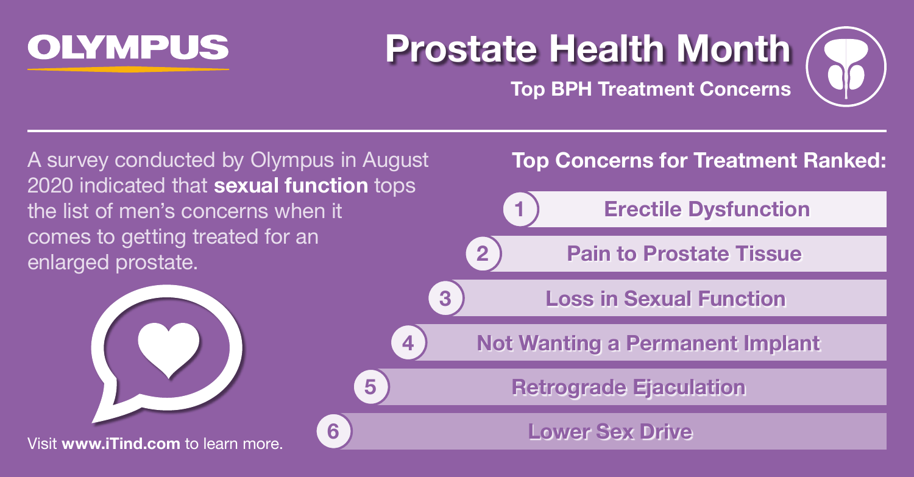**OLYMPUS**

# Prostate Health Month

**Top BPH Treatment Concerns**

A survey conducted by Olympus in August 2020 indicated that **sexual function** tops the list of men's concerns when it comes to getting treated for an enlarged prostate.

## Top Concerns for Treatment Ranked:

1. Erectile Dysfunction
2. Pain to Prostate Tissue
3. Loss in Sexual Function
4. Not Wanting a Permanent Implant
5. Retrograde Ejaculation
6. Lower Sex Drive

Visit **www.iTind.com** to learn more.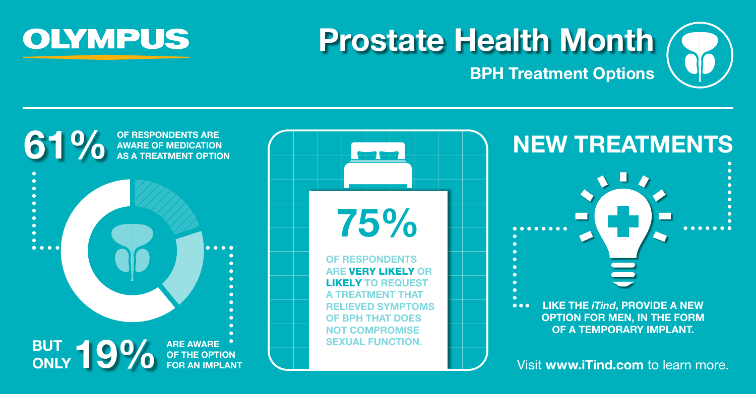OLYMPUS

# Prostate Health Month

## BPH Treatment Options

**61%** OF RESPONDENTS ARE AWARE OF MEDICATION AS A TREATMENT OPTION

**BUT ONLY 19%** ARE AWARE OF THE OPTION FOR AN IMPLANT

**75%**

OF RESPONDENTS ARE **VERY LIKELY** OR **LIKELY** TO REQUEST A TREATMENT THAT RELIEVED SYMPTOMS OF BPH THAT DOES NOT COMPROMISE SEXUAL FUNCTION.

## NEW TREATMENTS

LIKE THE *iTind*, PROVIDE A NEW OPTION FOR MEN, IN THE FORM OF A TEMPORARY IMPLANT.

Visit **www.iTind.com** to learn more.